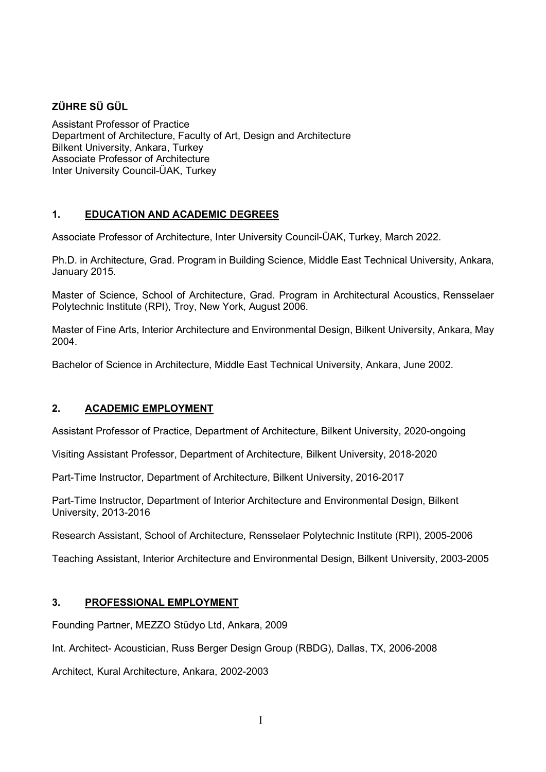# ZÜHRE SÜ GÜL

Assistant Professor of Practice
Department of Architecture, Faculty of Art, Design and Architecture
Bilkent University, Ankara, Turkey
Associate Professor of Architecture
Inter University Council-ÜAK, Turkey

## 1. EDUCATION AND ACADEMIC DEGREES

Associate Professor of Architecture, Inter University Council-ÜAK, Turkey, March 2022.

Ph.D. in Architecture, Grad. Program in Building Science, Middle East Technical University, Ankara, January 2015.

Master of Science, School of Architecture, Grad. Program in Architectural Acoustics, Rensselaer Polytechnic Institute (RPI), Troy, New York, August 2006.

Master of Fine Arts, Interior Architecture and Environmental Design, Bilkent University, Ankara, May 2004.

Bachelor of Science in Architecture, Middle East Technical University, Ankara, June 2002.

## 2. ACADEMIC EMPLOYMENT

Assistant Professor of Practice, Department of Architecture, Bilkent University, 2020-ongoing

Visiting Assistant Professor, Department of Architecture, Bilkent University, 2018-2020

Part-Time Instructor, Department of Architecture, Bilkent University, 2016-2017

Part-Time Instructor, Department of Interior Architecture and Environmental Design, Bilkent University, 2013-2016

Research Assistant, School of Architecture, Rensselaer Polytechnic Institute (RPI), 2005-2006

Teaching Assistant, Interior Architecture and Environmental Design, Bilkent University, 2003-2005

## 3. PROFESSIONAL EMPLOYMENT

Founding Partner, MEZZO Stüdyo Ltd, Ankara, 2009

Int. Architect- Acoustician, Russ Berger Design Group (RBDG), Dallas, TX, 2006-2008

Architect, Kural Architecture, Ankara, 2002-2003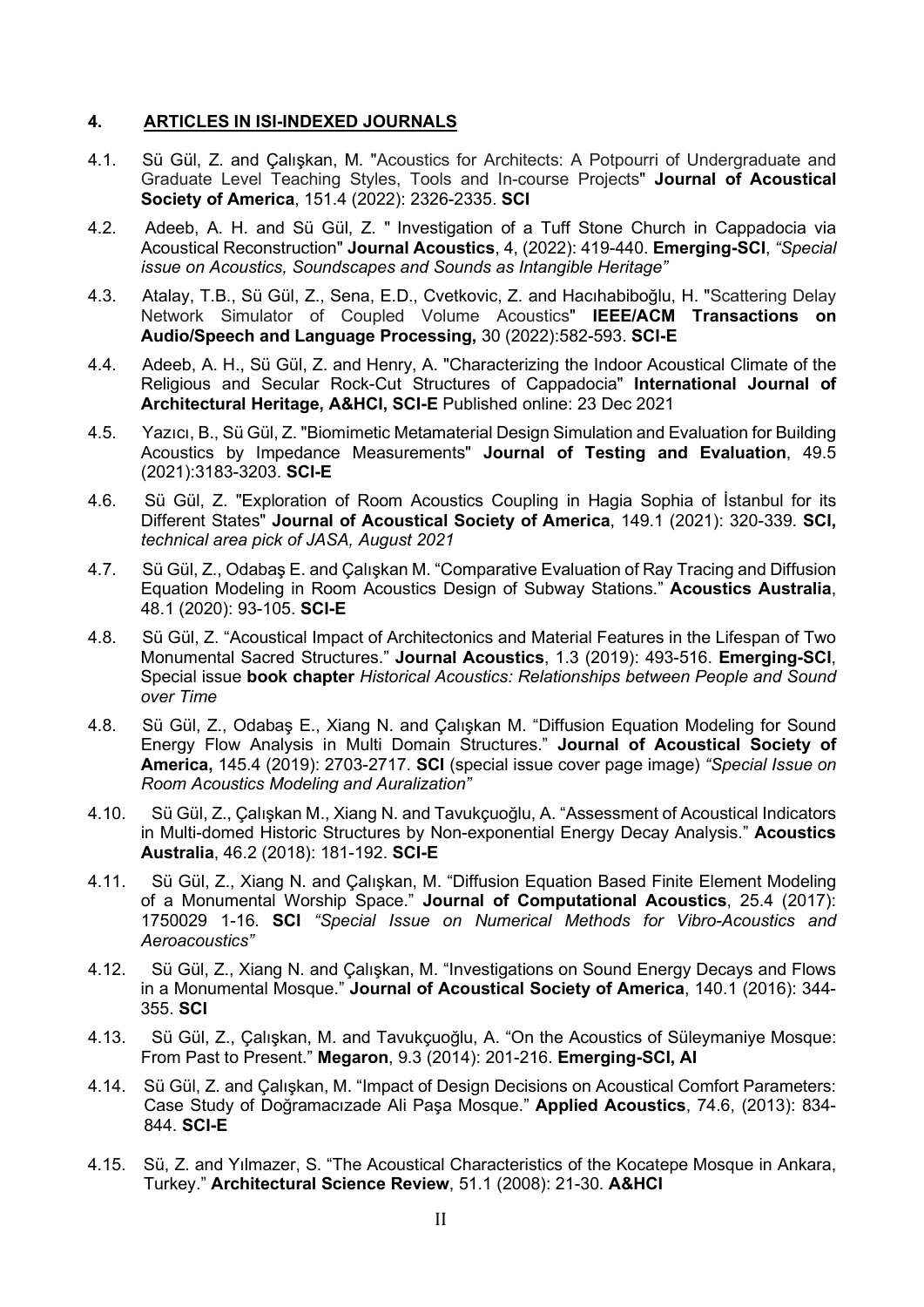## 4. ARTICLES IN ISI-INDEXED JOURNALS

4.1. Sü Gül, Z. and Çalışkan, M. "Acoustics for Architects: A Potpourri of Undergraduate and Graduate Level Teaching Styles, Tools and In-course Projects" **Journal of Acoustical Society of America**, 151.4 (2022): 2326-2335. **SCI**

4.2. Adeeb, A. H. and Sü Gül, Z. " Investigation of a Tuff Stone Church in Cappadocia via Acoustical Reconstruction" **Journal Acoustics**, 4, (2022): 419-440. **Emerging-SCI**, *"Special issue on Acoustics, Soundscapes and Sounds as Intangible Heritage"*

4.3. Atalay, T.B., Sü Gül, Z., Sena, E.D., Cvetkovic, Z. and Hacıhabiboğlu, H. "Scattering Delay Network Simulator of Coupled Volume Acoustics" **IEEE/ACM Transactions on Audio/Speech and Language Processing,** 30 (2022):582-593. **SCI-E**

4.4. Adeeb, A. H., Sü Gül, Z. and Henry, A. "Characterizing the Indoor Acoustical Climate of the Religious and Secular Rock-Cut Structures of Cappadocia" **International Journal of Architectural Heritage, A&HCI, SCI-E** Published online: 23 Dec 2021

4.5. Yazıcı, B., Sü Gül, Z. "Biomimetic Metamaterial Design Simulation and Evaluation for Building Acoustics by Impedance Measurements" **Journal of Testing and Evaluation**, 49.5 (2021):3183-3203. **SCI-E**

4.6. Sü Gül, Z. "Exploration of Room Acoustics Coupling in Hagia Sophia of İstanbul for its Different States" **Journal of Acoustical Society of America**, 149.1 (2021): 320-339. **SCI,** *technical area pick of JASA, August 2021*

4.7. Sü Gül, Z., Odabaş E. and Çalışkan M. "Comparative Evaluation of Ray Tracing and Diffusion Equation Modeling in Room Acoustics Design of Subway Stations." **Acoustics Australia**, 48.1 (2020): 93-105. **SCI-E**

4.8. Sü Gül, Z. "Acoustical Impact of Architectonics and Material Features in the Lifespan of Two Monumental Sacred Structures." **Journal Acoustics**, 1.3 (2019): 493-516. **Emerging-SCI**, Special issue **book chapter** *Historical Acoustics: Relationships between People and Sound over Time*

4.8. Sü Gül, Z., Odabaş E., Xiang N. and Çalışkan M. "Diffusion Equation Modeling for Sound Energy Flow Analysis in Multi Domain Structures." **Journal of Acoustical Society of America,** 145.4 (2019): 2703-2717. **SCI** (special issue cover page image) *"Special Issue on Room Acoustics Modeling and Auralization"*

4.10. Sü Gül, Z., Çalışkan M., Xiang N. and Tavukçuoğlu, A. "Assessment of Acoustical Indicators in Multi-domed Historic Structures by Non-exponential Energy Decay Analysis." **Acoustics Australia**, 46.2 (2018): 181-192. **SCI-E**

4.11. Sü Gül, Z., Xiang N. and Çalışkan, M. "Diffusion Equation Based Finite Element Modeling of a Monumental Worship Space." **Journal of Computational Acoustics**, 25.4 (2017): 1750029 1-16. **SCI** *"Special Issue on Numerical Methods for Vibro-Acoustics and Aeroacoustics"*

4.12. Sü Gül, Z., Xiang N. and Çalışkan, M. "Investigations on Sound Energy Decays and Flows in a Monumental Mosque." **Journal of Acoustical Society of America**, 140.1 (2016): 344-355. **SCI**

4.13. Sü Gül, Z., Çalışkan, M. and Tavukçuoğlu, A. "On the Acoustics of Süleymaniye Mosque: From Past to Present." **Megaron**, 9.3 (2014): 201-216. **Emerging-SCI, AI**

4.14. Sü Gül, Z. and Çalışkan, M. "Impact of Design Decisions on Acoustical Comfort Parameters: Case Study of Doğramacızade Ali Paşa Mosque." **Applied Acoustics**, 74.6, (2013): 834-844. **SCI-E**

4.15. Sü, Z. and Yılmazer, S. "The Acoustical Characteristics of the Kocatepe Mosque in Ankara, Turkey." **Architectural Science Review**, 51.1 (2008): 21-30. **A&HCI**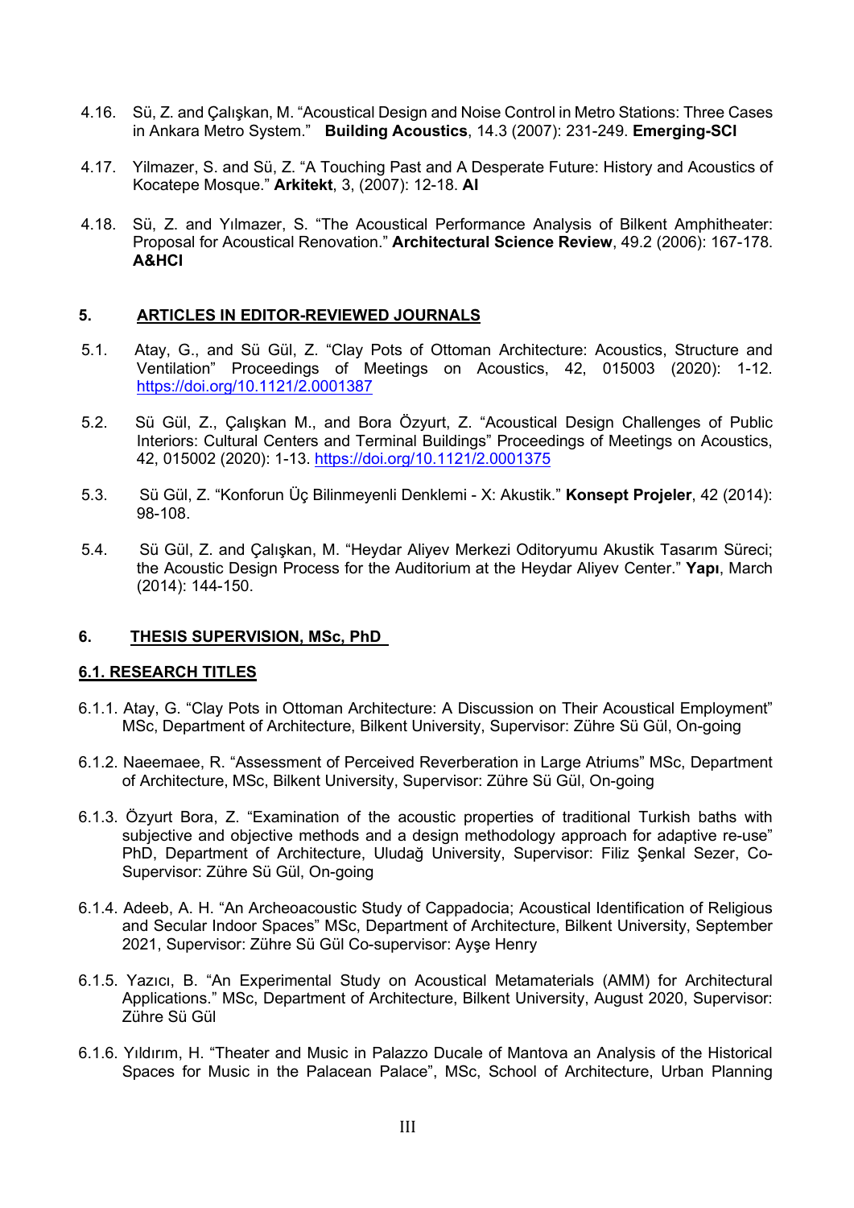4.16. Sü, Z. and Çalışkan, M. “Acoustical Design and Noise Control in Metro Stations: Three Cases in Ankara Metro System.” **Building Acoustics**, 14.3 (2007): 231-249. **Emerging-SCI**

4.17. Yilmazer, S. and Sü, Z. “A Touching Past and A Desperate Future: History and Acoustics of Kocatepe Mosque.” **Arkitekt**, 3, (2007): 12-18. **AI**

4.18. Sü, Z. and Yılmazer, S. “The Acoustical Performance Analysis of Bilkent Amphitheater: Proposal for Acoustical Renovation.” **Architectural Science Review**, 49.2 (2006): 167-178. **A&HCI**

## 5. ARTICLES IN EDITOR-REVIEWED JOURNALS

5.1. Atay, G., and Sü Gül, Z. “Clay Pots of Ottoman Architecture: Acoustics, Structure and Ventilation” Proceedings of Meetings on Acoustics, 42, 015003 (2020): 1-12. https://doi.org/10.1121/2.0001387

5.2. Sü Gül, Z., Çalışkan M., and Bora Özyurt, Z. “Acoustical Design Challenges of Public Interiors: Cultural Centers and Terminal Buildings” Proceedings of Meetings on Acoustics, 42, 015002 (2020): 1-13. https://doi.org/10.1121/2.0001375

5.3. Sü Gül, Z. “Konforun Üç Bilinmeyenli Denklemi - X: Akustik.” **Konsept Projeler**, 42 (2014): 98-108.

5.4. Sü Gül, Z. and Çalışkan, M. “Heydar Aliyev Merkezi Oditoryumu Akustik Tasarım Süreci; the Acoustic Design Process for the Auditorium at the Heydar Aliyev Center.” **Yapı**, March (2014): 144-150.

## 6. THESIS SUPERVISION, MSc, PhD

### 6.1. RESEARCH TITLES

6.1.1. Atay, G. “Clay Pots in Ottoman Architecture: A Discussion on Their Acoustical Employment” MSc, Department of Architecture, Bilkent University, Supervisor: Zühre Sü Gül, On-going

6.1.2. Naeemaee, R. “Assessment of Perceived Reverberation in Large Atriums” MSc, Department of Architecture, MSc, Bilkent University, Supervisor: Zühre Sü Gül, On-going

6.1.3. Özyurt Bora, Z. “Examination of the acoustic properties of traditional Turkish baths with subjective and objective methods and a design methodology approach for adaptive re-use” PhD, Department of Architecture, Uludağ University, Supervisor: Filiz Şenkal Sezer, Co-Supervisor: Zühre Sü Gül, On-going

6.1.4. Adeeb, A. H. “An Archeoacoustic Study of Cappadocia; Acoustical Identification of Religious and Secular Indoor Spaces” MSc, Department of Architecture, Bilkent University, September 2021, Supervisor: Zühre Sü Gül Co-supervisor: Ayşe Henry

6.1.5. Yazıcı, B. “An Experimental Study on Acoustical Metamaterials (AMM) for Architectural Applications.” MSc, Department of Architecture, Bilkent University, August 2020, Supervisor: Zühre Sü Gül

6.1.6. Yıldırım, H. “Theater and Music in Palazzo Ducale of Mantova an Analysis of the Historical Spaces for Music in the Palacean Palace”, MSc, School of Architecture, Urban Planning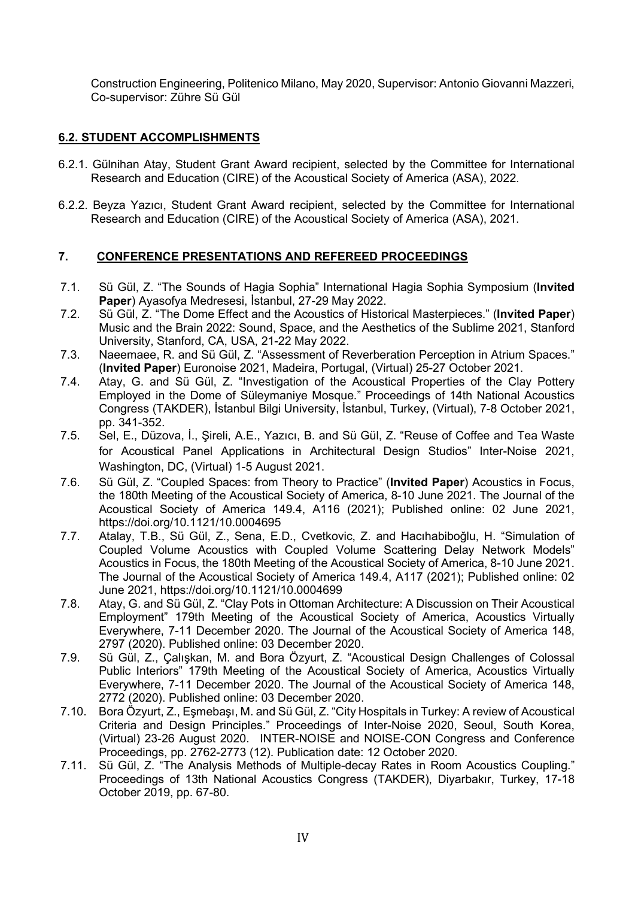Construction Engineering, Politenico Milano, May 2020, Supervisor: Antonio Giovanni Mazzeri, Co-supervisor: Zühre Sü Gül

## 6.2. STUDENT ACCOMPLISHMENTS

6.2.1. Gülnihan Atay, Student Grant Award recipient, selected by the Committee for International Research and Education (CIRE) of the Acoustical Society of America (ASA), 2022.

6.2.2. Beyza Yazıcı, Student Grant Award recipient, selected by the Committee for International Research and Education (CIRE) of the Acoustical Society of America (ASA), 2021.

## 7. CONFERENCE PRESENTATIONS AND REFEREED PROCEEDINGS

7.1. Sü Gül, Z. "The Sounds of Hagia Sophia" International Hagia Sophia Symposium (**Invited Paper**) Ayasofya Medresesi, İstanbul, 27-29 May 2022.

7.2. Sü Gül, Z. "The Dome Effect and the Acoustics of Historical Masterpieces." (**Invited Paper**) Music and the Brain 2022: Sound, Space, and the Aesthetics of the Sublime 2021, Stanford University, Stanford, CA, USA, 21-22 May 2022.

7.3. Naeemaee, R. and Sü Gül, Z. "Assessment of Reverberation Perception in Atrium Spaces." (**Invited Paper**) Euronoise 2021, Madeira, Portugal, (Virtual) 25-27 October 2021.

7.4. Atay, G. and Sü Gül, Z. "Investigation of the Acoustical Properties of the Clay Pottery Employed in the Dome of Süleymaniye Mosque." Proceedings of 14th National Acoustics Congress (TAKDER), İstanbul Bilgi University, İstanbul, Turkey, (Virtual), 7-8 October 2021, pp. 341-352.

7.5. Sel, E., Düzova, İ., Şireli, A.E., Yazıcı, B. and Sü Gül, Z. "Reuse of Coffee and Tea Waste for Acoustical Panel Applications in Architectural Design Studios" Inter-Noise 2021, Washington, DC, (Virtual) 1-5 August 2021.

7.6. Sü Gül, Z. "Coupled Spaces: from Theory to Practice" (**Invited Paper**) Acoustics in Focus, the 180th Meeting of the Acoustical Society of America, 8-10 June 2021. The Journal of the Acoustical Society of America 149.4, A116 (2021); Published online: 02 June 2021, https://doi.org/10.1121/10.0004695

7.7. Atalay, T.B., Sü Gül, Z., Sena, E.D., Cvetkovic, Z. and Hacıhabiboğlu, H. "Simulation of Coupled Volume Acoustics with Coupled Volume Scattering Delay Network Models" Acoustics in Focus, the 180th Meeting of the Acoustical Society of America, 8-10 June 2021. The Journal of the Acoustical Society of America 149.4, A117 (2021); Published online: 02 June 2021, https://doi.org/10.1121/10.0004699

7.8. Atay, G. and Sü Gül, Z. "Clay Pots in Ottoman Architecture: A Discussion on Their Acoustical Employment" 179th Meeting of the Acoustical Society of America, Acoustics Virtually Everywhere, 7-11 December 2020. The Journal of the Acoustical Society of America 148, 2797 (2020). Published online: 03 December 2020.

7.9. Sü Gül, Z., Çalışkan, M. and Bora Özyurt, Z. "Acoustical Design Challenges of Colossal Public Interiors" 179th Meeting of the Acoustical Society of America, Acoustics Virtually Everywhere, 7-11 December 2020. The Journal of the Acoustical Society of America 148, 2772 (2020). Published online: 03 December 2020.

7.10. Bora Özyurt, Z., Eşmebaşı, M. and Sü Gül, Z. "City Hospitals in Turkey: A review of Acoustical Criteria and Design Principles." Proceedings of Inter-Noise 2020, Seoul, South Korea, (Virtual) 23-26 August 2020. INTER-NOISE and NOISE-CON Congress and Conference Proceedings, pp. 2762-2773 (12). Publication date: 12 October 2020.

7.11. Sü Gül, Z. "The Analysis Methods of Multiple-decay Rates in Room Acoustics Coupling." Proceedings of 13th National Acoustics Congress (TAKDER), Diyarbakır, Turkey, 17-18 October 2019, pp. 67-80.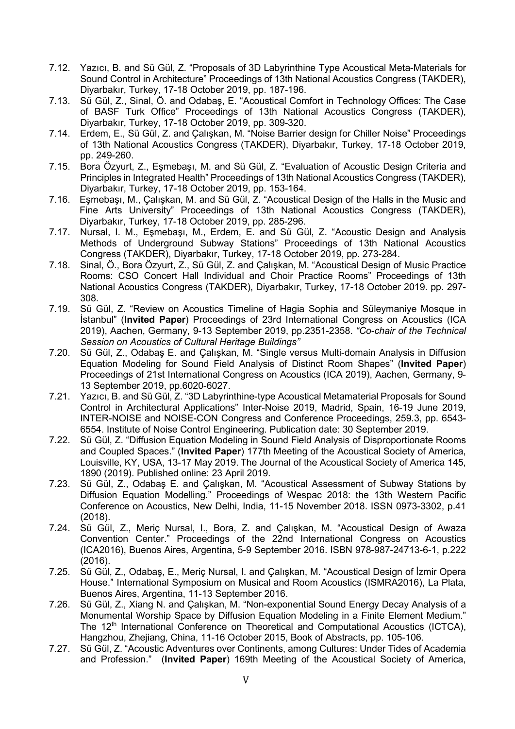7.12. Yazıcı, B. and Sü Gül, Z. "Proposals of 3D Labyrinthine Type Acoustical Meta-Materials for Sound Control in Architecture" Proceedings of 13th National Acoustics Congress (TAKDER), Diyarbakır, Turkey, 17-18 October 2019, pp. 187-196.

7.13. Sü Gül, Z., Sinal, Ö. and Odabaş, E. "Acoustical Comfort in Technology Offices: The Case of BASF Turk Office" Proceedings of 13th National Acoustics Congress (TAKDER), Diyarbakır, Turkey, 17-18 October 2019, pp. 309-320.

7.14. Erdem, E., Sü Gül, Z. and Çalışkan, M. "Noise Barrier design for Chiller Noise" Proceedings of 13th National Acoustics Congress (TAKDER), Diyarbakır, Turkey, 17-18 October 2019, pp. 249-260.

7.15. Bora Özyurt, Z., Eşmebaşı, M. and Sü Gül, Z. "Evaluation of Acoustic Design Criteria and Principles in Integrated Health" Proceedings of 13th National Acoustics Congress (TAKDER), Diyarbakır, Turkey, 17-18 October 2019, pp. 153-164.

7.16. Eşmebaşı, M., Çalışkan, M. and Sü Gül, Z. "Acoustical Design of the Halls in the Music and Fine Arts University" Proceedings of 13th National Acoustics Congress (TAKDER), Diyarbakır, Turkey, 17-18 October 2019, pp. 285-296.

7.17. Nursal, I. M., Eşmebaşı, M., Erdem, E. and Sü Gül, Z. "Acoustic Design and Analysis Methods of Underground Subway Stations" Proceedings of 13th National Acoustics Congress (TAKDER), Diyarbakır, Turkey, 17-18 October 2019, pp. 273-284.

7.18. Sinal, Ö., Bora Özyurt, Z., Sü Gül, Z. and Çalışkan, M. "Acoustical Design of Music Practice Rooms: CSO Concert Hall Individual and Choir Practice Rooms" Proceedings of 13th National Acoustics Congress (TAKDER), Diyarbakır, Turkey, 17-18 October 2019. pp. 297-308.

7.19. Sü Gül, Z. "Review on Acoustics Timeline of Hagia Sophia and Süleymaniye Mosque in İstanbul" (**Invited Paper**) Proceedings of 23rd International Congress on Acoustics (ICA 2019), Aachen, Germany, 9-13 September 2019, pp.2351-2358. *"Co-chair of the Technical Session on Acoustics of Cultural Heritage Buildings"*

7.20. Sü Gül, Z., Odabaş E. and Çalışkan, M. "Single versus Multi-domain Analysis in Diffusion Equation Modeling for Sound Field Analysis of Distinct Room Shapes" (**Invited Paper**) Proceedings of 21st International Congress on Acoustics (ICA 2019), Aachen, Germany, 9-13 September 2019, pp.6020-6027.

7.21. Yazıcı, B. and Sü Gül, Z. "3D Labyrinthine-type Acoustical Metamaterial Proposals for Sound Control in Architectural Applications" Inter-Noise 2019, Madrid, Spain, 16-19 June 2019, INTER-NOISE and NOISE-CON Congress and Conference Proceedings, 259.3, pp. 6543-6554. Institute of Noise Control Engineering. Publication date: 30 September 2019.

7.22. Sü Gül, Z. "Diffusion Equation Modeling in Sound Field Analysis of Disproportionate Rooms and Coupled Spaces." (**Invited Paper**) 177th Meeting of the Acoustical Society of America, Louisville, KY, USA, 13-17 May 2019. The Journal of the Acoustical Society of America 145, 1890 (2019). Published online: 23 April 2019.

7.23. Sü Gül, Z., Odabaş E. and Çalışkan, M. "Acoustical Assessment of Subway Stations by Diffusion Equation Modelling." Proceedings of Wespac 2018: the 13th Western Pacific Conference on Acoustics, New Delhi, India, 11-15 November 2018. ISSN 0973-3302, p.41 (2018).

7.24. Sü Gül, Z., Meriç Nursal, I., Bora, Z. and Çalışkan, M. "Acoustical Design of Awaza Convention Center." Proceedings of the 22nd International Congress on Acoustics (ICA2016), Buenos Aires, Argentina, 5-9 September 2016. ISBN 978-987-24713-6-1, p.222 (2016).

7.25. Sü Gül, Z., Odabaş, E., Meriç Nursal, I. and Çalışkan, M. "Acoustical Design of İzmir Opera House." International Symposium on Musical and Room Acoustics (ISMRA2016), La Plata, Buenos Aires, Argentina, 11-13 September 2016.

7.26. Sü Gül, Z., Xiang N. and Çalışkan, M. "Non-exponential Sound Energy Decay Analysis of a Monumental Worship Space by Diffusion Equation Modeling in a Finite Element Medium." The 12th International Conference on Theoretical and Computational Acoustics (ICTCA), Hangzhou, Zhejiang, China, 11-16 October 2015, Book of Abstracts, pp. 105-106.

7.27. Sü Gül, Z. "Acoustic Adventures over Continents, among Cultures: Under Tides of Academia and Profession." (**Invited Paper**) 169th Meeting of the Acoustical Society of America,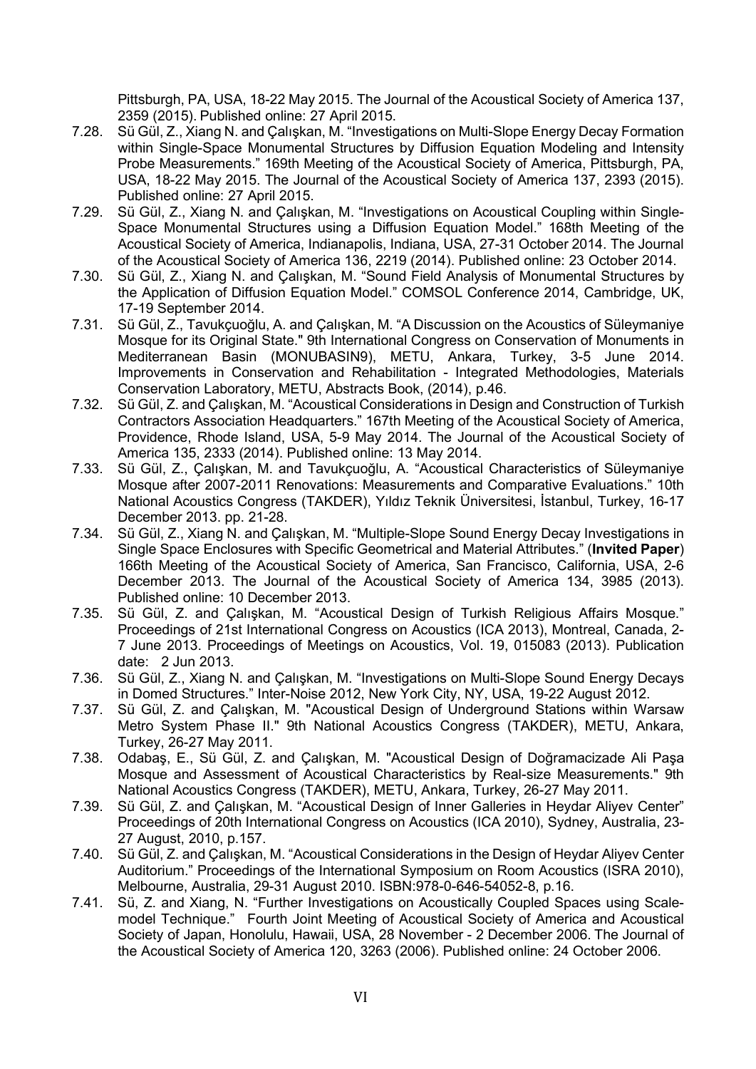Pittsburgh, PA, USA, 18-22 May 2015. The Journal of the Acoustical Society of America 137, 2359 (2015). Published online: 27 April 2015.

7.28. Sü Gül, Z., Xiang N. and Çalışkan, M. "Investigations on Multi-Slope Energy Decay Formation within Single-Space Monumental Structures by Diffusion Equation Modeling and Intensity Probe Measurements." 169th Meeting of the Acoustical Society of America, Pittsburgh, PA, USA, 18-22 May 2015. The Journal of the Acoustical Society of America 137, 2393 (2015). Published online: 27 April 2015.

7.29. Sü Gül, Z., Xiang N. and Çalışkan, M. "Investigations on Acoustical Coupling within Single-Space Monumental Structures using a Diffusion Equation Model." 168th Meeting of the Acoustical Society of America, Indianapolis, Indiana, USA, 27-31 October 2014. The Journal of the Acoustical Society of America 136, 2219 (2014). Published online: 23 October 2014.

7.30. Sü Gül, Z., Xiang N. and Çalışkan, M. "Sound Field Analysis of Monumental Structures by the Application of Diffusion Equation Model." COMSOL Conference 2014, Cambridge, UK, 17-19 September 2014.

7.31. Sü Gül, Z., Tavukçuoğlu, A. and Çalışkan, M. "A Discussion on the Acoustics of Süleymaniye Mosque for its Original State." 9th International Congress on Conservation of Monuments in Mediterranean Basin (MONUBASIN9), METU, Ankara, Turkey, 3-5 June 2014. Improvements in Conservation and Rehabilitation - Integrated Methodologies, Materials Conservation Laboratory, METU, Abstracts Book, (2014), p.46.

7.32. Sü Gül, Z. and Çalışkan, M. "Acoustical Considerations in Design and Construction of Turkish Contractors Association Headquarters." 167th Meeting of the Acoustical Society of America, Providence, Rhode Island, USA, 5-9 May 2014. The Journal of the Acoustical Society of America 135, 2333 (2014). Published online: 13 May 2014.

7.33. Sü Gül, Z., Çalışkan, M. and Tavukçuoğlu, A. "Acoustical Characteristics of Süleymaniye Mosque after 2007-2011 Renovations: Measurements and Comparative Evaluations." 10th National Acoustics Congress (TAKDER), Yıldız Teknik Üniversitesi, İstanbul, Turkey, 16-17 December 2013. pp. 21-28.

7.34. Sü Gül, Z., Xiang N. and Çalışkan, M. "Multiple-Slope Sound Energy Decay Investigations in Single Space Enclosures with Specific Geometrical and Material Attributes." (**Invited Paper**) 166th Meeting of the Acoustical Society of America, San Francisco, California, USA, 2-6 December 2013. The Journal of the Acoustical Society of America 134, 3985 (2013). Published online: 10 December 2013.

7.35. Sü Gül, Z. and Çalışkan, M. "Acoustical Design of Turkish Religious Affairs Mosque." Proceedings of 21st International Congress on Acoustics (ICA 2013), Montreal, Canada, 2-7 June 2013. Proceedings of Meetings on Acoustics, Vol. 19, 015083 (2013). Publication date: 2 Jun 2013.

7.36. Sü Gül, Z., Xiang N. and Çalışkan, M. "Investigations on Multi-Slope Sound Energy Decays in Domed Structures." Inter-Noise 2012, New York City, NY, USA, 19-22 August 2012.

7.37. Sü Gül, Z. and Çalışkan, M. "Acoustical Design of Underground Stations within Warsaw Metro System Phase II." 9th National Acoustics Congress (TAKDER), METU, Ankara, Turkey, 26-27 May 2011.

7.38. Odabaş, E., Sü Gül, Z. and Çalışkan, M. "Acoustical Design of Doğramacizade Ali Paşa Mosque and Assessment of Acoustical Characteristics by Real-size Measurements." 9th National Acoustics Congress (TAKDER), METU, Ankara, Turkey, 26-27 May 2011.

7.39. Sü Gül, Z. and Çalışkan, M. "Acoustical Design of Inner Galleries in Heydar Aliyev Center" Proceedings of 20th International Congress on Acoustics (ICA 2010), Sydney, Australia, 23-27 August, 2010, p.157.

7.40. Sü Gül, Z. and Çalışkan, M. "Acoustical Considerations in the Design of Heydar Aliyev Center Auditorium." Proceedings of the International Symposium on Room Acoustics (ISRA 2010), Melbourne, Australia, 29-31 August 2010. ISBN:978-0-646-54052-8, p.16.

7.41. Sü, Z. and Xiang, N. "Further Investigations on Acoustically Coupled Spaces using Scale-model Technique." Fourth Joint Meeting of Acoustical Society of America and Acoustical Society of Japan, Honolulu, Hawaii, USA, 28 November - 2 December 2006. The Journal of the Acoustical Society of America 120, 3263 (2006). Published online: 24 October 2006.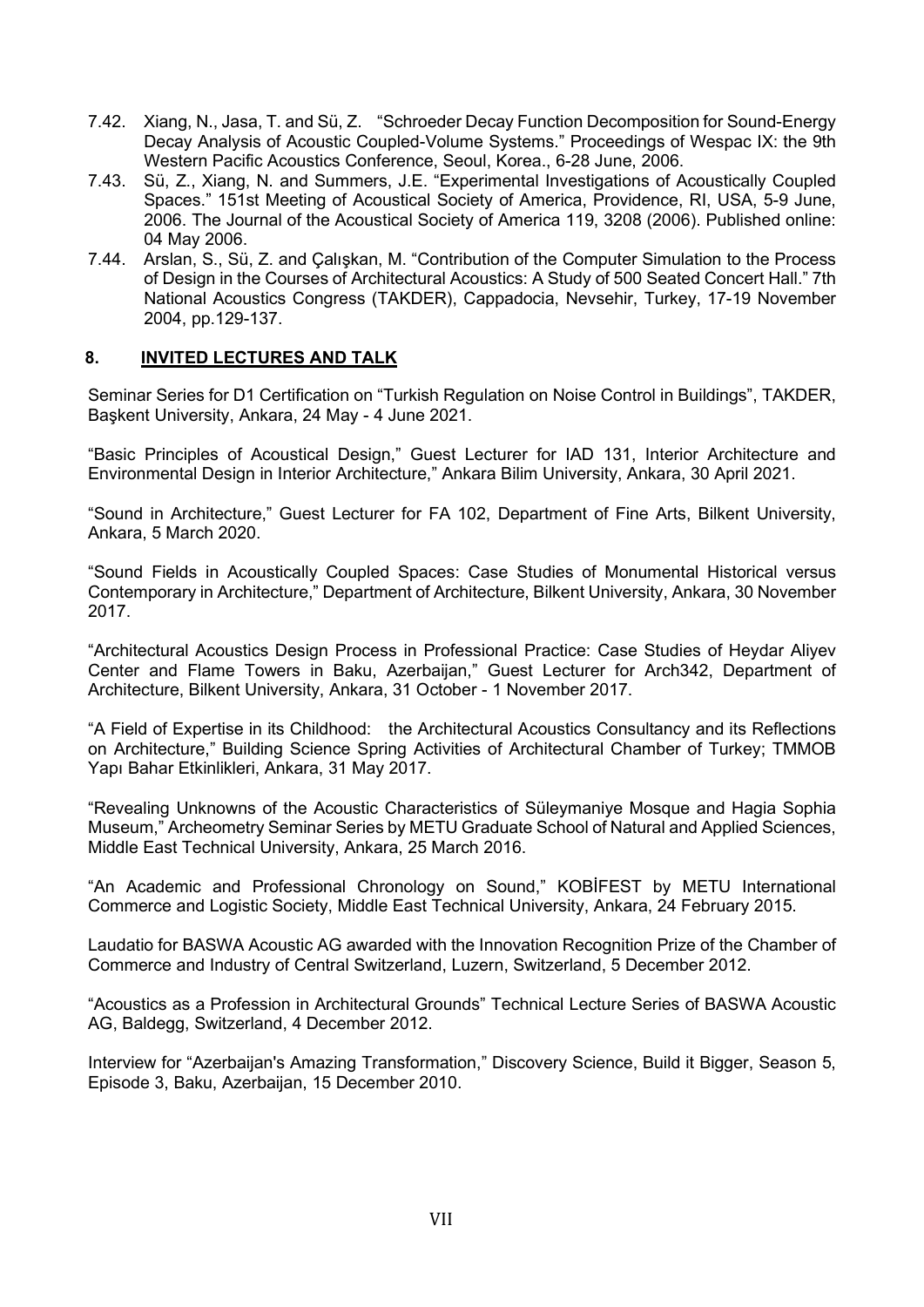7.42. Xiang, N., Jasa, T. and Sü, Z. "Schroeder Decay Function Decomposition for Sound-Energy Decay Analysis of Acoustic Coupled-Volume Systems." Proceedings of Wespac IX: the 9th Western Pacific Acoustics Conference, Seoul, Korea., 6-28 June, 2006.

7.43. Sü, Z., Xiang, N. and Summers, J.E. "Experimental Investigations of Acoustically Coupled Spaces." 151st Meeting of Acoustical Society of America, Providence, RI, USA, 5-9 June, 2006. The Journal of the Acoustical Society of America 119, 3208 (2006). Published online: 04 May 2006.

7.44. Arslan, S., Sü, Z. and Çalışkan, M. "Contribution of the Computer Simulation to the Process of Design in the Courses of Architectural Acoustics: A Study of 500 Seated Concert Hall." 7th National Acoustics Congress (TAKDER), Cappadocia, Nevsehir, Turkey, 17-19 November 2004, pp.129-137.

## 8. INVITED LECTURES AND TALK

Seminar Series for D1 Certification on "Turkish Regulation on Noise Control in Buildings", TAKDER, Başkent University, Ankara, 24 May - 4 June 2021.

"Basic Principles of Acoustical Design," Guest Lecturer for IAD 131, Interior Architecture and Environmental Design in Interior Architecture," Ankara Bilim University, Ankara, 30 April 2021.

"Sound in Architecture," Guest Lecturer for FA 102, Department of Fine Arts, Bilkent University, Ankara, 5 March 2020.

"Sound Fields in Acoustically Coupled Spaces: Case Studies of Monumental Historical versus Contemporary in Architecture," Department of Architecture, Bilkent University, Ankara, 30 November 2017.

"Architectural Acoustics Design Process in Professional Practice: Case Studies of Heydar Aliyev Center and Flame Towers in Baku, Azerbaijan," Guest Lecturer for Arch342, Department of Architecture, Bilkent University, Ankara, 31 October - 1 November 2017.

"A Field of Expertise in its Childhood: the Architectural Acoustics Consultancy and its Reflections on Architecture," Building Science Spring Activities of Architectural Chamber of Turkey; TMMOB Yapı Bahar Etkinlikleri, Ankara, 31 May 2017.

"Revealing Unknowns of the Acoustic Characteristics of Süleymaniye Mosque and Hagia Sophia Museum," Archeometry Seminar Series by METU Graduate School of Natural and Applied Sciences, Middle East Technical University, Ankara, 25 March 2016.

"An Academic and Professional Chronology on Sound," KOBİFEST by METU International Commerce and Logistic Society, Middle East Technical University, Ankara, 24 February 2015.

Laudatio for BASWA Acoustic AG awarded with the Innovation Recognition Prize of the Chamber of Commerce and Industry of Central Switzerland, Luzern, Switzerland, 5 December 2012.

"Acoustics as a Profession in Architectural Grounds" Technical Lecture Series of BASWA Acoustic AG, Baldegg, Switzerland, 4 December 2012.

Interview for "Azerbaijan's Amazing Transformation," Discovery Science, Build it Bigger, Season 5, Episode 3, Baku, Azerbaijan, 15 December 2010.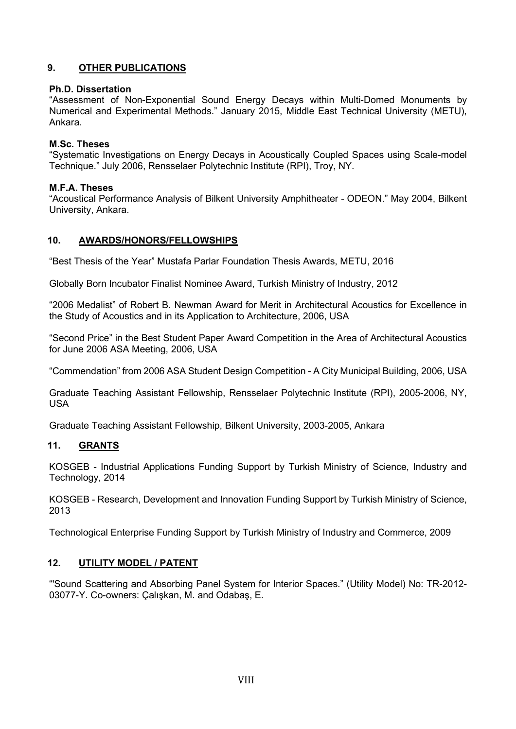## 9. OTHER PUBLICATIONS

**Ph.D. Dissertation**
"Assessment of Non-Exponential Sound Energy Decays within Multi-Domed Monuments by Numerical and Experimental Methods." January 2015, Middle East Technical University (METU), Ankara.

**M.Sc. Theses**
"Systematic Investigations on Energy Decays in Acoustically Coupled Spaces using Scale-model Technique." July 2006, Rensselaer Polytechnic Institute (RPI), Troy, NY.

**M.F.A. Theses**
"Acoustical Performance Analysis of Bilkent University Amphitheater - ODEON." May 2004, Bilkent University, Ankara.

## 10. AWARDS/HONORS/FELLOWSHIPS

"Best Thesis of the Year" Mustafa Parlar Foundation Thesis Awards, METU, 2016

Globally Born Incubator Finalist Nominee Award, Turkish Ministry of Industry, 2012

"2006 Medalist" of Robert B. Newman Award for Merit in Architectural Acoustics for Excellence in the Study of Acoustics and in its Application to Architecture, 2006, USA

"Second Price" in the Best Student Paper Award Competition in the Area of Architectural Acoustics for June 2006 ASA Meeting, 2006, USA

"Commendation" from 2006 ASA Student Design Competition - A City Municipal Building, 2006, USA

Graduate Teaching Assistant Fellowship, Rensselaer Polytechnic Institute (RPI), 2005-2006, NY, USA

Graduate Teaching Assistant Fellowship, Bilkent University, 2003-2005, Ankara

## 11. GRANTS

KOSGEB - Industrial Applications Funding Support by Turkish Ministry of Science, Industry and Technology, 2014

KOSGEB - Research, Development and Innovation Funding Support by Turkish Ministry of Science, 2013

Technological Enterprise Funding Support by Turkish Ministry of Industry and Commerce, 2009

## 12. UTILITY MODEL / PATENT

"'Sound Scattering and Absorbing Panel System for Interior Spaces." (Utility Model) No: TR-2012-03077-Y. Co-owners: Çalışkan, M. and Odabaş, E.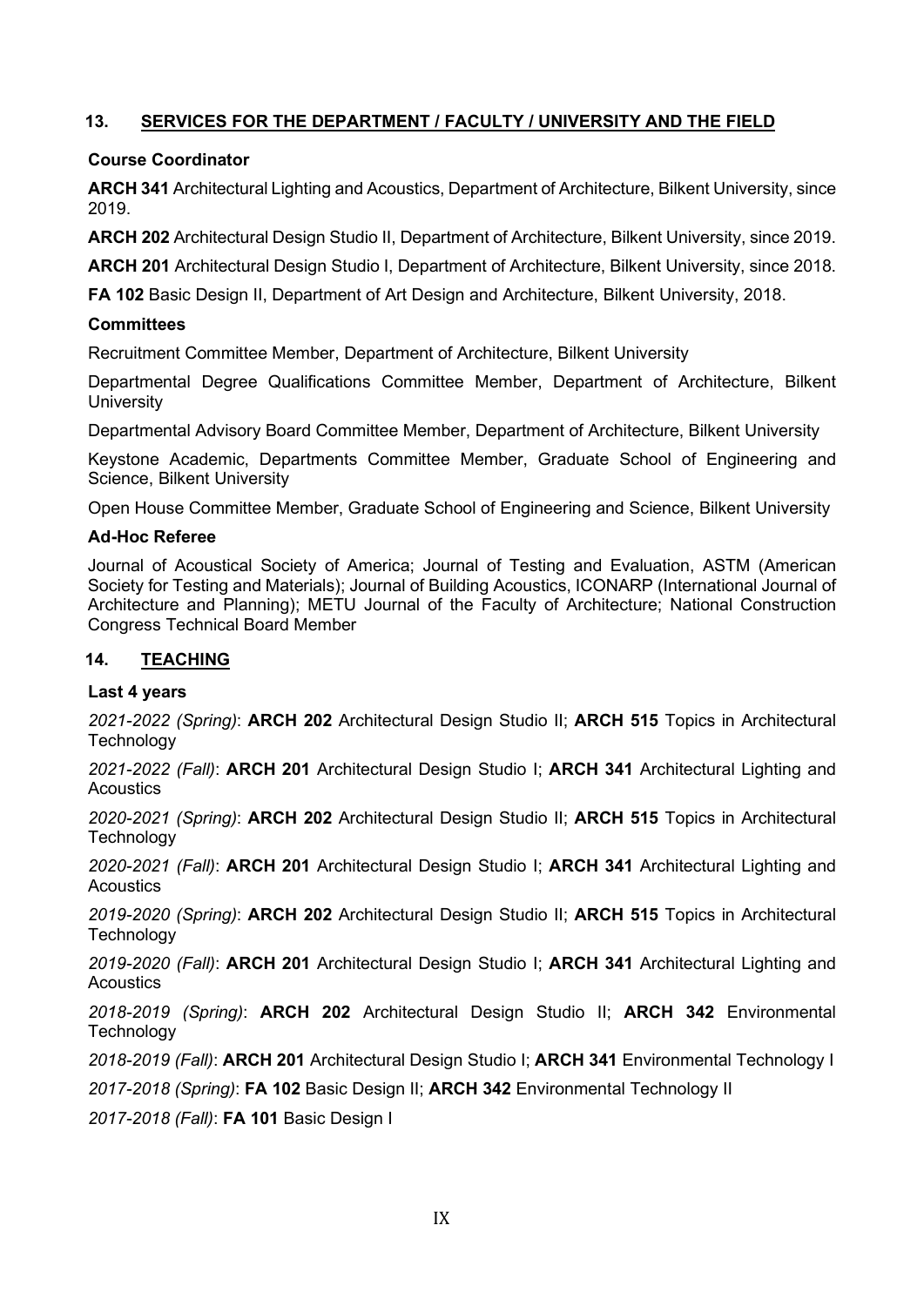## 13. SERVICES FOR THE DEPARTMENT / FACULTY / UNIVERSITY AND THE FIELD

### Course Coordinator

**ARCH 341** Architectural Lighting and Acoustics, Department of Architecture, Bilkent University, since 2019.

**ARCH 202** Architectural Design Studio II, Department of Architecture, Bilkent University, since 2019.

**ARCH 201** Architectural Design Studio I, Department of Architecture, Bilkent University, since 2018.

**FA 102** Basic Design II, Department of Art Design and Architecture, Bilkent University, 2018.

### Committees

Recruitment Committee Member, Department of Architecture, Bilkent University

Departmental Degree Qualifications Committee Member, Department of Architecture, Bilkent University

Departmental Advisory Board Committee Member, Department of Architecture, Bilkent University

Keystone Academic, Departments Committee Member, Graduate School of Engineering and Science, Bilkent University

Open House Committee Member, Graduate School of Engineering and Science, Bilkent University

### Ad-Hoc Referee

Journal of Acoustical Society of America; Journal of Testing and Evaluation, ASTM (American Society for Testing and Materials); Journal of Building Acoustics, ICONARP (International Journal of Architecture and Planning); METU Journal of the Faculty of Architecture; National Construction Congress Technical Board Member

## 14. TEACHING

### Last 4 years

*2021-2022 (Spring)*: **ARCH 202** Architectural Design Studio II; **ARCH 515** Topics in Architectural Technology

*2021-2022 (Fall)*: **ARCH 201** Architectural Design Studio I; **ARCH 341** Architectural Lighting and Acoustics

*2020-2021 (Spring)*: **ARCH 202** Architectural Design Studio II; **ARCH 515** Topics in Architectural Technology

*2020-2021 (Fall)*: **ARCH 201** Architectural Design Studio I; **ARCH 341** Architectural Lighting and Acoustics

*2019-2020 (Spring)*: **ARCH 202** Architectural Design Studio II; **ARCH 515** Topics in Architectural Technology

*2019-2020 (Fall)*: **ARCH 201** Architectural Design Studio I; **ARCH 341** Architectural Lighting and Acoustics

*2018-2019 (Spring)*: **ARCH 202** Architectural Design Studio II; **ARCH 342** Environmental Technology

*2018-2019 (Fall)*: **ARCH 201** Architectural Design Studio I; **ARCH 341** Environmental Technology I

*2017-2018 (Spring)*: **FA 102** Basic Design II; **ARCH 342** Environmental Technology II

*2017-2018 (Fall)*: **FA 101** Basic Design I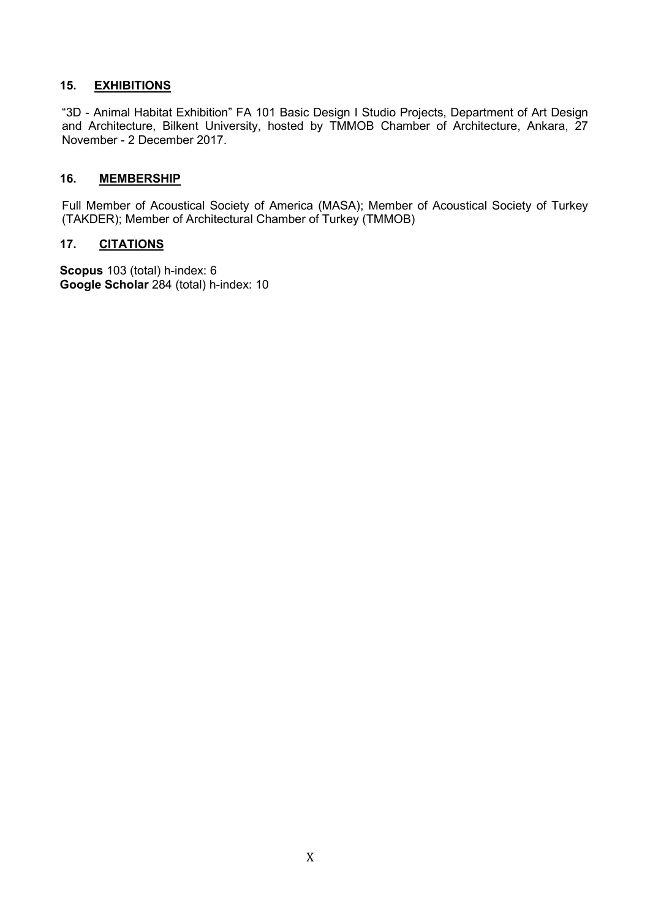## 15. EXHIBITIONS

"3D - Animal Habitat Exhibition" FA 101 Basic Design I Studio Projects, Department of Art Design and Architecture, Bilkent University, hosted by TMMOB Chamber of Architecture, Ankara, 27 November - 2 December 2017.

## 16. MEMBERSHIP

Full Member of Acoustical Society of America (MASA); Member of Acoustical Society of Turkey (TAKDER); Member of Architectural Chamber of Turkey (TMMOB)

## 17. CITATIONS

**Scopus** 103 (total) h-index: 6
**Google Scholar** 284 (total) h-index: 10